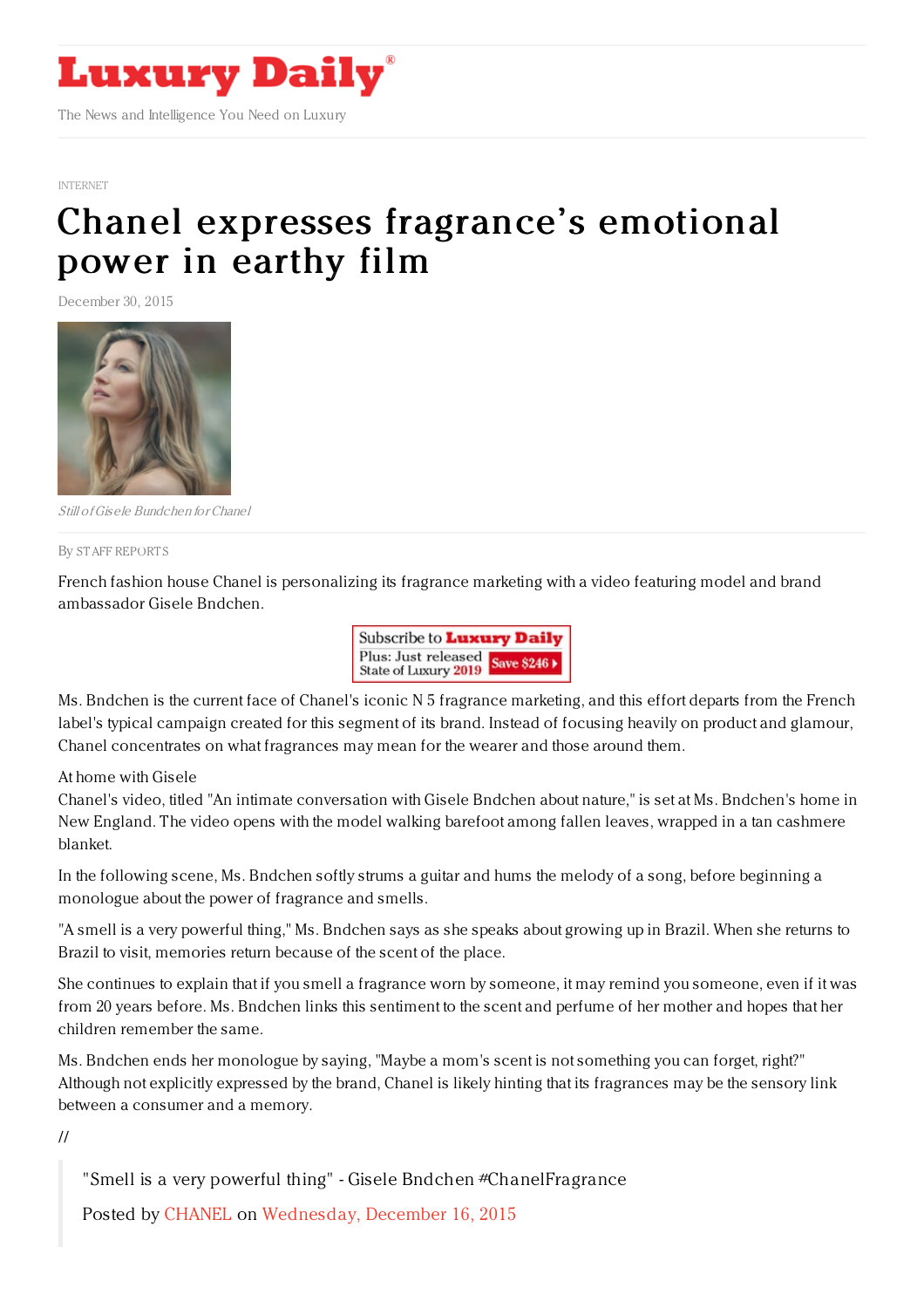# Luxury Daily

The News and Intelligence You Need on Luxury

INTERNET

# Chanel expresses fragrance's emotional power in earthy film

December 30, 2015

*Still of Gisele Bundchen for Chanel*

By STAFF REPORTS

French fashion house Chanel is personalizing its fragrance marketing with a video featuring model and brand ambassador Gisele Bndchen.

Ms. Bndchen is the current face of Chanel's iconic N 5 fragrance marketing, and this effort departs from the French label's typical campaign created for this segment of its brand. Instead of focusing heavily on product and glamour, Chanel concentrates on what fragrances may mean for the wearer and those around them.

At home with Gisele

Chanel's video, titled "An intimate conversation with Gisele Bndchen about nature," is set at Ms. Bndchen's home in New England. The video opens with the model walking barefoot among fallen leaves, wrapped in a tan cashmere blanket.

In the following scene, Ms. Bndchen softly strums a guitar and hums the melody of a song, before beginning a monologue about the power of fragrance and smells.

"A smell is a very powerful thing," Ms. Bndchen says as she speaks about growing up in Brazil. When she returns to Brazil to visit, memories return because of the scent of the place.

She continues to explain that if you smell a fragrance worn by someone, it may remind you someone, even if it was from 20 years before. Ms. Bndchen links this sentiment to the scent and perfume of her mother and hopes that her children remember the same.

Ms. Bndchen ends her monologue by saying, "Maybe a mom's scent is not something you can forget, right?" Although not explicitly expressed by the brand, Chanel is likely hinting that its fragrances may be the sensory link between a consumer and a memory.

//

> "Smell is a very powerful thing" - Gisele Bndchen #ChanelFragrance
>
> Posted by CHANEL on Wednesday, December 16, 2015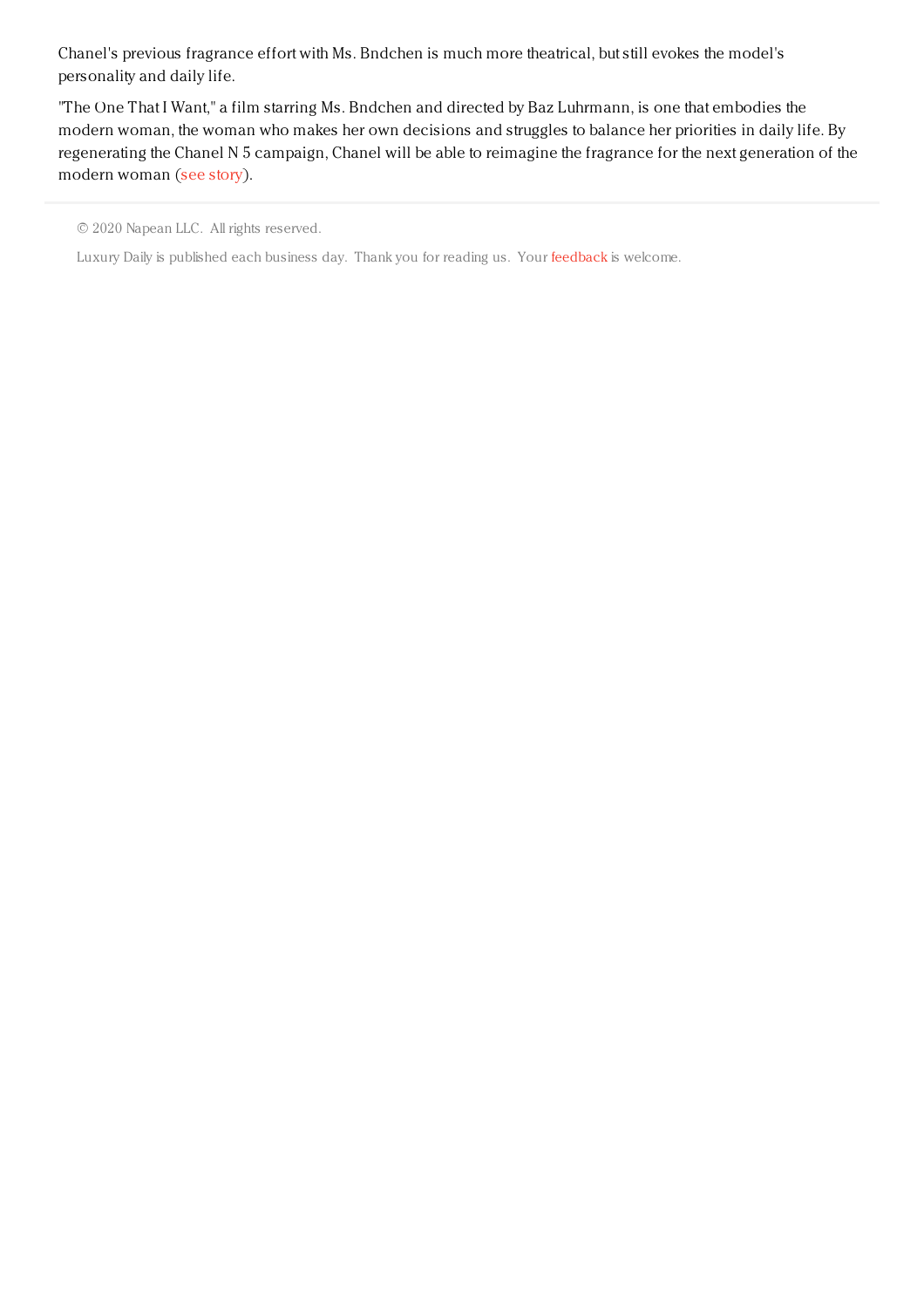Chanel's previous fragrance effort with Ms. Bndchen is much more theatrical, but still evokes the model's personality and daily life.

"The One That I Want," a film starring Ms. Bndchen and directed by Baz Luhrmann, is one that embodies the modern woman, the woman who makes her own decisions and struggles to balance her priorities in daily life. By regenerating the Chanel N 5 campaign, Chanel will be able to reimagine the fragrance for the next generation of the modern woman (see story).

© 2020 Napean LLC. All rights reserved.

Luxury Daily is published each business day. Thank you for reading us. Your feedback is welcome.